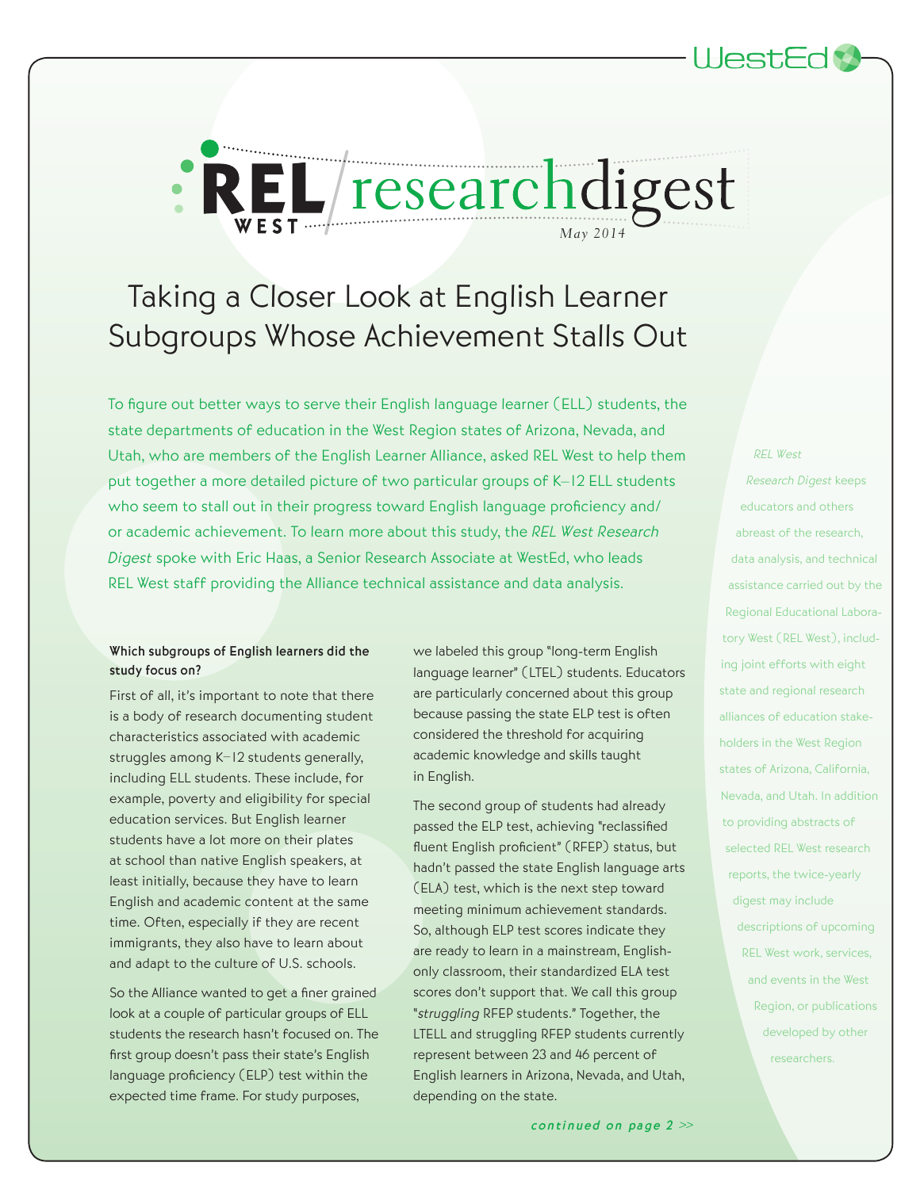# REL West research digest

May 2014

## Taking a Closer Look at English Learner Subgroups Whose Achievement Stalls Out

To figure out better ways to serve their English language learner (ELL) students, the state departments of education in the West Region states of Arizona, Nevada, and Utah, who are members of the English Learner Alliance, asked REL West to help them put together a more detailed picture of two particular groups of K–12 ELL students who seem to stall out in their progress toward English language proficiency and/or academic achievement. To learn more about this study, the *REL West Research Digest* spoke with Eric Haas, a Senior Research Associate at WestEd, who leads REL West staff providing the Alliance technical assistance and data analysis.

*REL West Research Digest* keeps educators and others abreast of the research, data analysis, and technical assistance carried out by the Regional Educational Laboratory West (REL West), including joint efforts with eight state and regional research alliances of education stakeholders in the West Region states of Arizona, California, Nevada, and Utah. In addition to providing abstracts of selected REL West research reports, the twice-yearly digest may include descriptions of upcoming REL West work, services, and events in the West Region, or publications developed by other researchers.

**Which subgroups of English learners did the study focus on?**

First of all, it's important to note that there is a body of research documenting student characteristics associated with academic struggles among K–12 students generally, including ELL students. These include, for example, poverty and eligibility for special education services. But English learner students have a lot more on their plates at school than native English speakers, at least initially, because they have to learn English and academic content at the same time. Often, especially if they are recent immigrants, they also have to learn about and adapt to the culture of U.S. schools.

So the Alliance wanted to get a finer grained look at a couple of particular groups of ELL students the research hasn't focused on. The first group doesn't pass their state's English language proficiency (ELP) test within the expected time frame. For study purposes, we labeled this group "long-term English language learner" (LTEL) students. Educators are particularly concerned about this group because passing the state ELP test is often considered the threshold for acquiring academic knowledge and skills taught in English.

The second group of students had already passed the ELP test, achieving "reclassified fluent English proficient" (RFEP) status, but hadn't passed the state English language arts (ELA) test, which is the next step toward meeting minimum achievement standards. So, although ELP test scores indicate they are ready to learn in a mainstream, English-only classroom, their standardized ELA test scores don't support that. We call this group "*struggling* RFEP students." Together, the LTELL and struggling RFEP students currently represent between 23 and 46 percent of English learners in Arizona, Nevada, and Utah, depending on the state.

*continued on page 2 >>*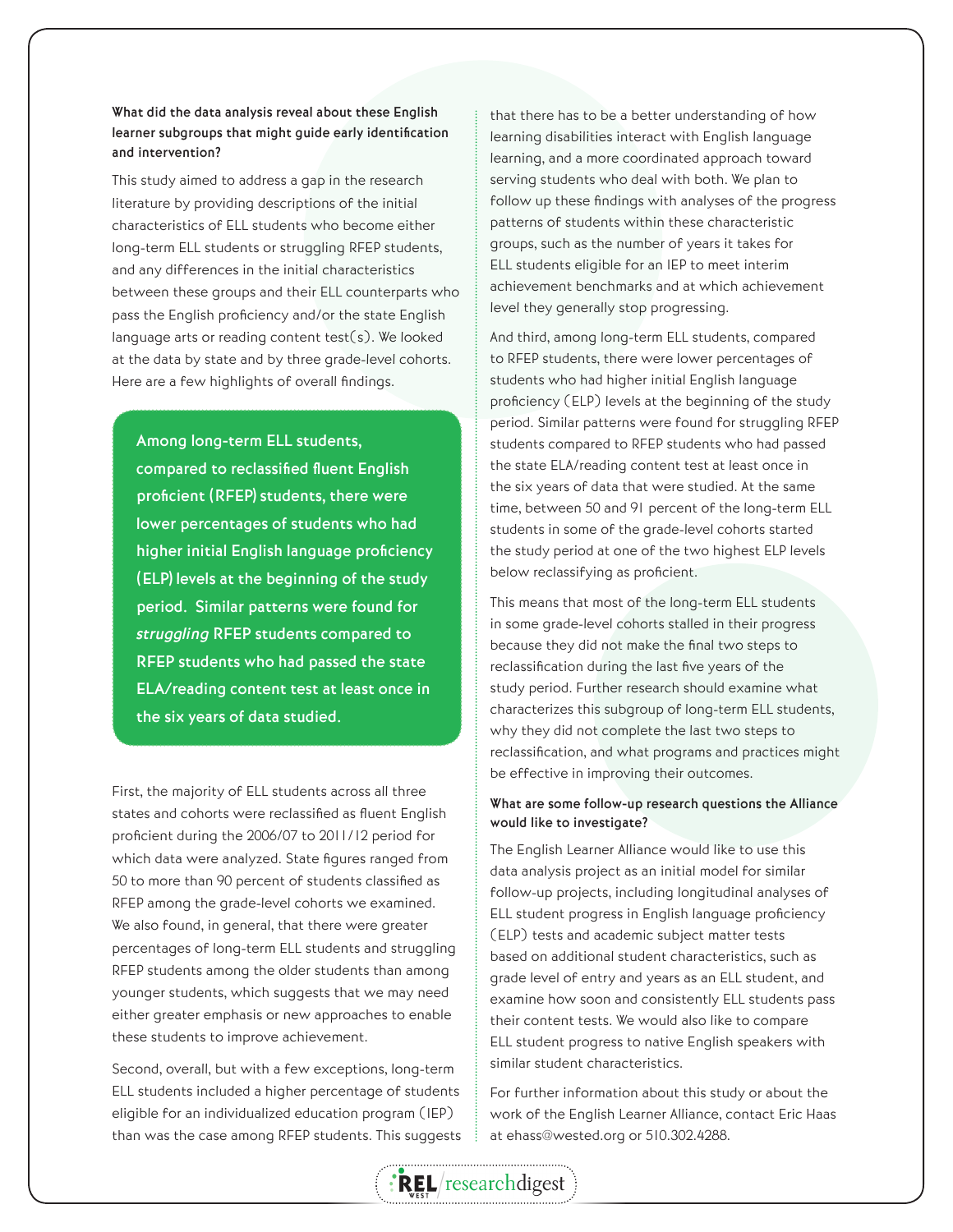**What did the data analysis reveal about these English learner subgroups that might guide early identification and intervention?**

This study aimed to address a gap in the research literature by providing descriptions of the initial characteristics of ELL students who become either long-term ELL students or struggling RFEP students, and any differences in the initial characteristics between these groups and their ELL counterparts who pass the English proficiency and/or the state English language arts or reading content test(s). We looked at the data by state and by three grade-level cohorts. Here are a few highlights of overall findings.

> **Among long-term ELL students, compared to reclassified fluent English proficient (RFEP) students, there were lower percentages of students who had higher initial English language proficiency (ELP) levels at the beginning of the study period. Similar patterns were found for *struggling* RFEP students compared to RFEP students who had passed the state ELA/reading content test at least once in the six years of data studied.**

First, the majority of ELL students across all three states and cohorts were reclassified as fluent English proficient during the 2006/07 to 2011/12 period for which data were analyzed. State figures ranged from 50 to more than 90 percent of students classified as RFEP among the grade-level cohorts we examined. We also found, in general, that there were greater percentages of long-term ELL students and struggling RFEP students among the older students than among younger students, which suggests that we may need either greater emphasis or new approaches to enable these students to improve achievement.

Second, overall, but with a few exceptions, long-term ELL students included a higher percentage of students eligible for an individualized education program (IEP) than was the case among RFEP students. This suggests that there has to be a better understanding of how learning disabilities interact with English language learning, and a more coordinated approach toward serving students who deal with both. We plan to follow up these findings with analyses of the progress patterns of students within these characteristic groups, such as the number of years it takes for ELL students eligible for an IEP to meet interim achievement benchmarks and at which achievement level they generally stop progressing.

And third, among long-term ELL students, compared to RFEP students, there were lower percentages of students who had higher initial English language proficiency (ELP) levels at the beginning of the study period. Similar patterns were found for struggling RFEP students compared to RFEP students who had passed the state ELA/reading content test at least once in the six years of data that were studied. At the same time, between 50 and 91 percent of the long-term ELL students in some of the grade-level cohorts started the study period at one of the two highest ELP levels below reclassifying as proficient.

This means that most of the long-term ELL students in some grade-level cohorts stalled in their progress because they did not make the final two steps to reclassification during the last five years of the study period. Further research should examine what characterizes this subgroup of long-term ELL students, why they did not complete the last two steps to reclassification, and what programs and practices might be effective in improving their outcomes.

**What are some follow-up research questions the Alliance would like to investigate?**

The English Learner Alliance would like to use this data analysis project as an initial model for similar follow-up projects, including longitudinal analyses of ELL student progress in English language proficiency (ELP) tests and academic subject matter tests based on additional student characteristics, such as grade level of entry and years as an ELL student, and examine how soon and consistently ELL students pass their content tests. We would also like to compare ELL student progress to native English speakers with similar student characteristics.

For further information about this study or about the work of the English Learner Alliance, contact Eric Haas at ehass@wested.org or 510.302.4288.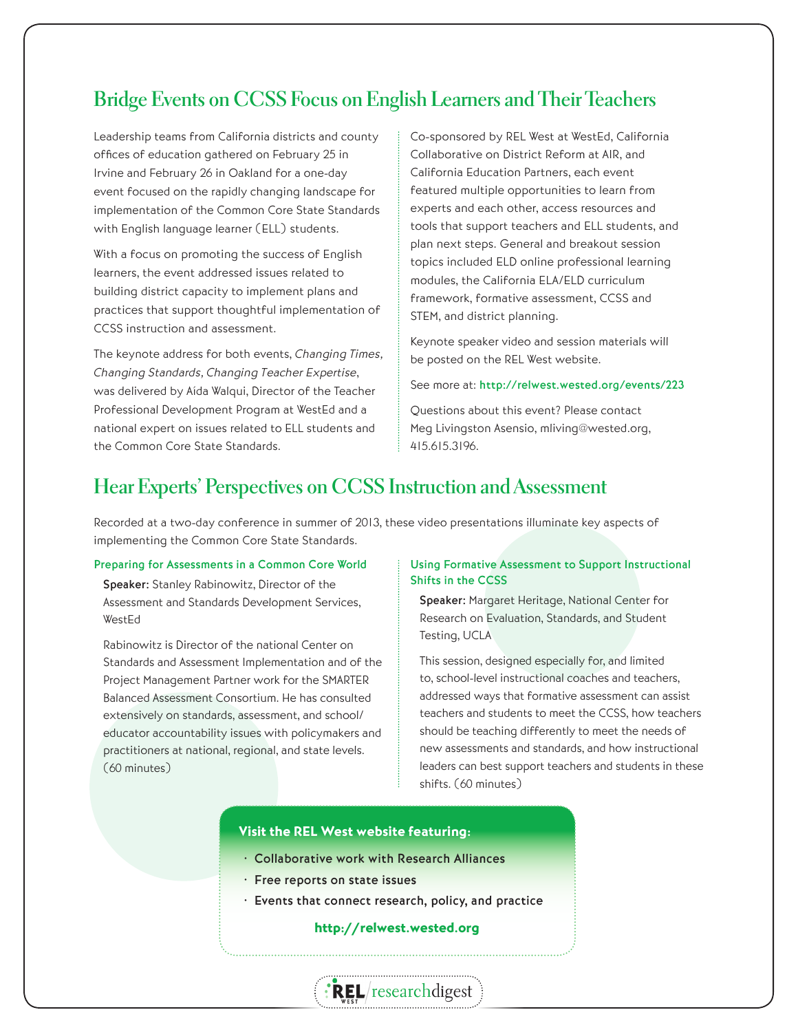## Bridge Events on CCSS Focus on English Learners and Their Teachers

Leadership teams from California districts and county offices of education gathered on February 25 in Irvine and February 26 in Oakland for a one-day event focused on the rapidly changing landscape for implementation of the Common Core State Standards with English language learner (ELL) students.

With a focus on promoting the success of English learners, the event addressed issues related to building district capacity to implement plans and practices that support thoughtful implementation of CCSS instruction and assessment.

The keynote address for both events, *Changing Times, Changing Standards, Changing Teacher Expertise*, was delivered by Aída Walqui, Director of the Teacher Professional Development Program at WestEd and a national expert on issues related to ELL students and the Common Core State Standards.

Co-sponsored by REL West at WestEd, California Collaborative on District Reform at AIR, and California Education Partners, each event featured multiple opportunities to learn from experts and each other, access resources and tools that support teachers and ELL students, and plan next steps. General and breakout session topics included ELD online professional learning modules, the California ELA/ELD curriculum framework, formative assessment, CCSS and STEM, and district planning.

Keynote speaker video and session materials will be posted on the REL West website.

See more at: **http://relwest.wested.org/events/223**

Questions about this event? Please contact Meg Livingston Asensio, mliving@wested.org, 415.615.3196.

## Hear Experts' Perspectives on CCSS Instruction and Assessment

Recorded at a two-day conference in summer of 2013, these video presentations illuminate key aspects of implementing the Common Core State Standards.

### Preparing for Assessments in a Common Core World

**Speaker:** Stanley Rabinowitz, Director of the Assessment and Standards Development Services, WestEd

Rabinowitz is Director of the national Center on Standards and Assessment Implementation and of the Project Management Partner work for the SMARTER Balanced Assessment Consortium. He has consulted extensively on standards, assessment, and school/educator accountability issues with policymakers and practitioners at national, regional, and state levels. (60 minutes)

### Using Formative Assessment to Support Instructional Shifts in the CCSS

**Speaker:** Margaret Heritage, National Center for Research on Evaluation, Standards, and Student Testing, UCLA

This session, designed especially for, and limited to, school-level instructional coaches and teachers, addressed ways that formative assessment can assist teachers and students to meet the CCSS, how teachers should be teaching differently to meet the needs of new assessments and standards, and how instructional leaders can best support teachers and students in these shifts. (60 minutes)

**Visit the REL West website featuring:**

- Collaborative work with Research Alliances
- Free reports on state issues
- Events that connect research, policy, and practice

**http://relwest.wested.org**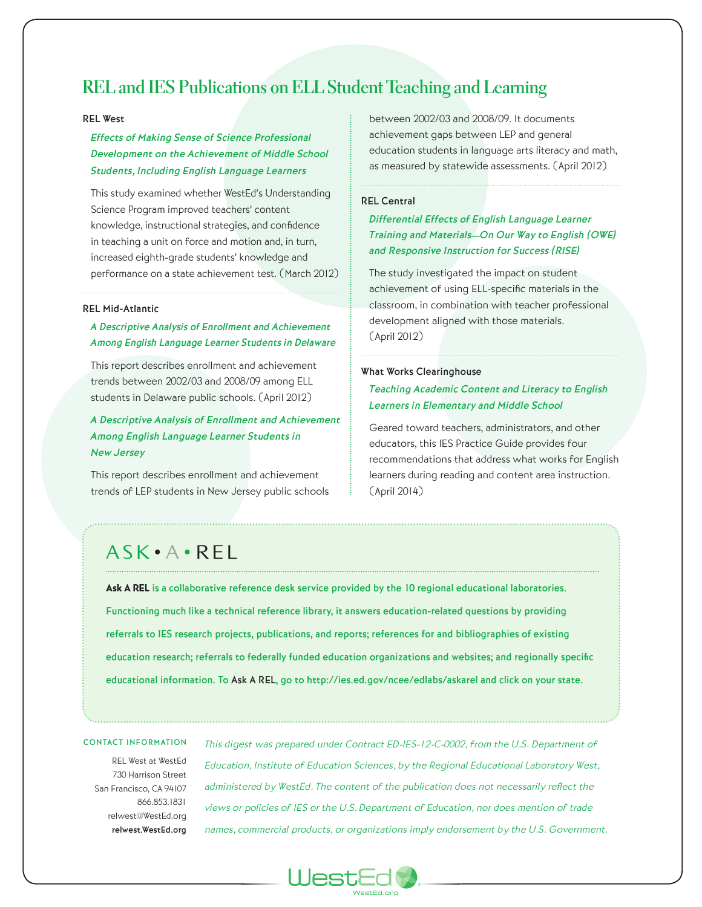# REL and IES Publications on ELL Student Teaching and Learning

**REL West**

*Effects of Making Sense of Science Professional Development on the Achievement of Middle School Students, Including English Language Learners*

This study examined whether WestEd's Understanding Science Program improved teachers' content knowledge, instructional strategies, and confidence in teaching a unit on force and motion and, in turn, increased eighth-grade students' knowledge and performance on a state achievement test. (March 2012)

**REL Mid-Atlantic**

*A Descriptive Analysis of Enrollment and Achievement Among English Language Learner Students in Delaware*

This report describes enrollment and achievement trends between 2002/03 and 2008/09 among ELL students in Delaware public schools. (April 2012)

*A Descriptive Analysis of Enrollment and Achievement Among English Language Learner Students in New Jersey*

This report describes enrollment and achievement trends of LEP students in New Jersey public schools between 2002/03 and 2008/09. It documents achievement gaps between LEP and general education students in language arts literacy and math, as measured by statewide assessments. (April 2012)

**REL Central**

*Differential Effects of English Language Learner Training and Materials—On Our Way to English (OWE) and Responsive Instruction for Success (RISE)*

The study investigated the impact on student achievement of using ELL-specific materials in the classroom, in combination with teacher professional development aligned with those materials. (April 2012)

**What Works Clearinghouse**

*Teaching Academic Content and Literacy to English Learners in Elementary and Middle School*

Geared toward teachers, administrators, and other educators, this IES Practice Guide provides four recommendations that address what works for English learners during reading and content area instruction. (April 2014)

## ASK • A • REL

**Ask A REL** is a collaborative reference desk service provided by the 10 regional educational laboratories. Functioning much like a technical reference library, it answers education-related questions by providing referrals to IES research projects, publications, and reports; references for and bibliographies of existing education research; referrals to federally funded education organizations and websites; and regionally specific educational information. To **Ask A REL**, go to http://ies.ed.gov/ncee/edlabs/askarel and click on your state.

**CONTACT INFORMATION**

REL West at WestEd
730 Harrison Street
San Francisco, CA 94107
866.853.1831
relwest@WestEd.org
**relwest.WestEd.org**

*This digest was prepared under Contract ED-IES-12-C-0002, from the U.S. Department of Education, Institute of Education Sciences, by the Regional Educational Laboratory West, administered by WestEd. The content of the publication does not necessarily reflect the views or policies of IES or the U.S. Department of Education, nor does mention of trade names, commercial products, or organizations imply endorsement by the U.S. Government.*

WestEd
WestEd.org